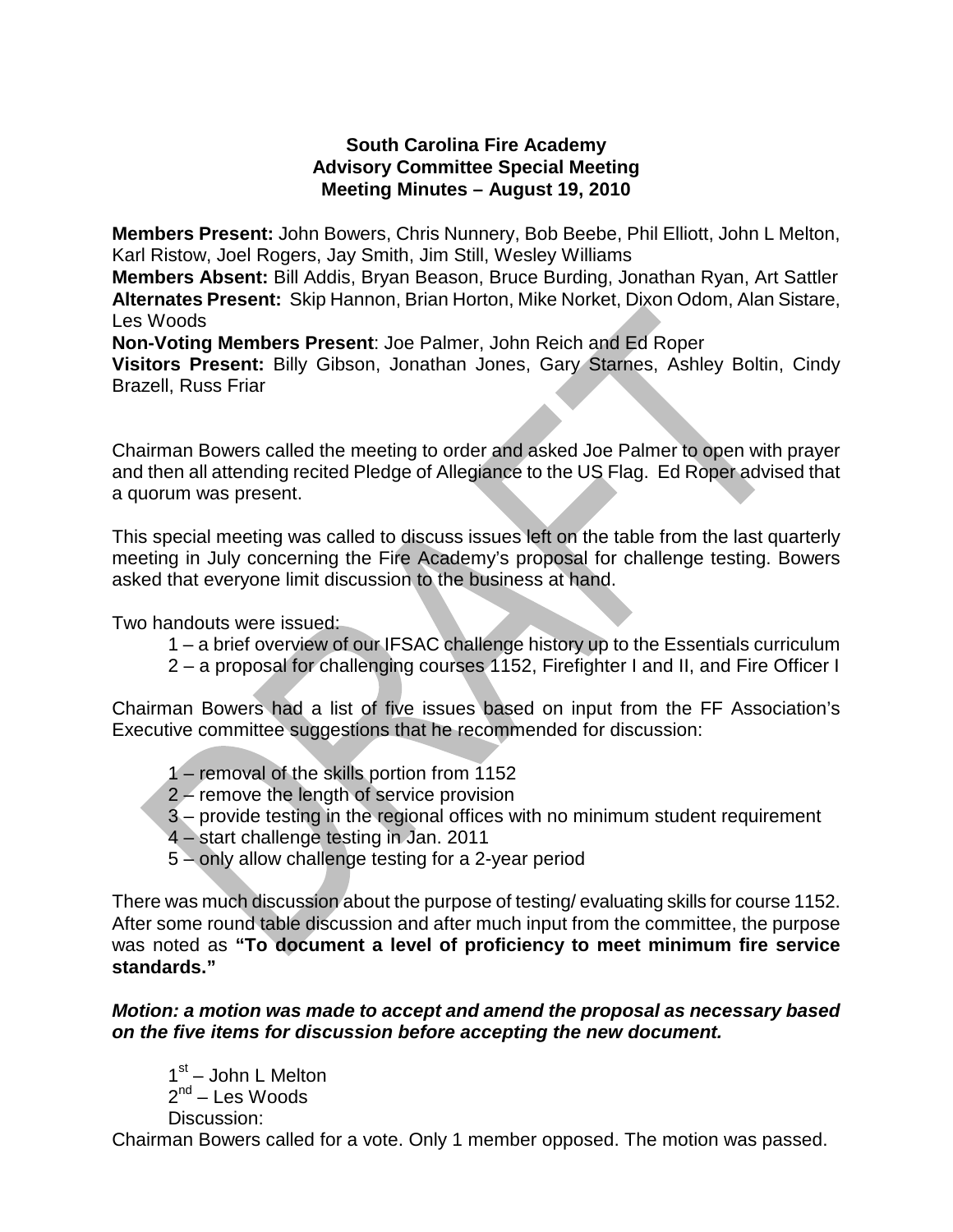**South Carolina Fire Academy**
**Advisory Committee Special Meeting**
**Meeting Minutes – August 19, 2010**

**Members Present:** John Bowers, Chris Nunnery, Bob Beebe, Phil Elliott, John L Melton, Karl Ristow, Joel Rogers, Jay Smith, Jim Still, Wesley Williams
**Members Absent:** Bill Addis, Bryan Beason, Bruce Burding, Jonathan Ryan, Art Sattler
**Alternates Present:** Skip Hannon, Brian Horton, Mike Norket, Dixon Odom, Alan Sistare, Les Woods
**Non-Voting Members Present**: Joe Palmer, John Reich and Ed Roper
**Visitors Present:** Billy Gibson, Jonathan Jones, Gary Starnes, Ashley Boltin, Cindy Brazell, Russ Friar

Chairman Bowers called the meeting to order and asked Joe Palmer to open with prayer and then all attending recited Pledge of Allegiance to the US Flag. Ed Roper advised that a quorum was present.

This special meeting was called to discuss issues left on the table from the last quarterly meeting in July concerning the Fire Academy's proposal for challenge testing. Bowers asked that everyone limit discussion to the business at hand.

Two handouts were issued:

1 – a brief overview of our IFSAC challenge history up to the Essentials curriculum
2 – a proposal for challenging courses 1152, Firefighter I and II, and Fire Officer I

Chairman Bowers had a list of five issues based on input from the FF Association's Executive committee suggestions that he recommended for discussion:

1 – removal of the skills portion from 1152
2 – remove the length of service provision
3 – provide testing in the regional offices with no minimum student requirement
4 – start challenge testing in Jan. 2011
5 – only allow challenge testing for a 2-year period

There was much discussion about the purpose of testing/ evaluating skills for course 1152. After some round table discussion and after much input from the committee, the purpose was noted as **"To document a level of proficiency to meet minimum fire service standards."**

***Motion: a motion was made to accept and amend the proposal as necessary based on the five items for discussion before accepting the new document.***

1st – John L Melton
2nd – Les Woods
Discussion:

Chairman Bowers called for a vote. Only 1 member opposed. The motion was passed.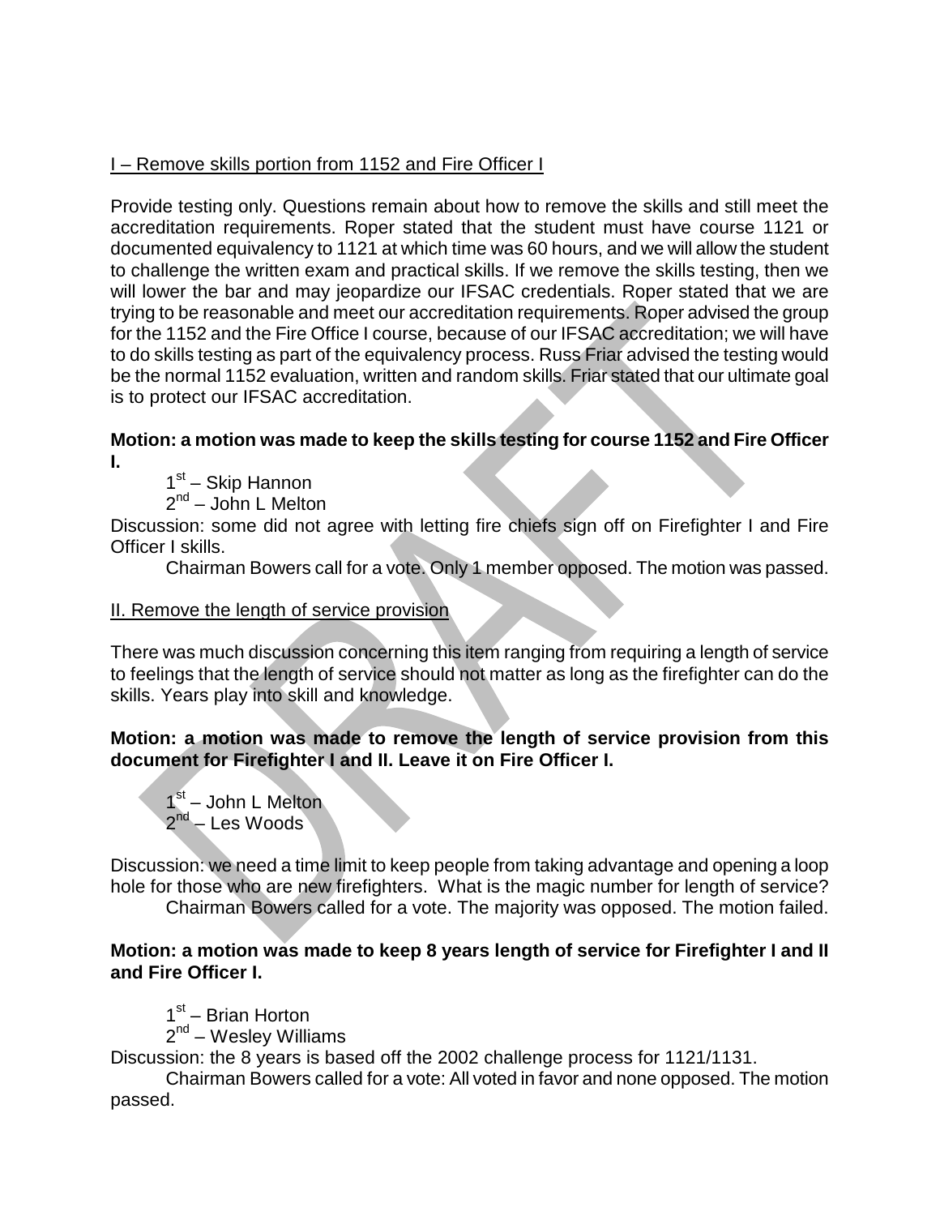I – Remove skills portion from 1152 and Fire Officer I

Provide testing only. Questions remain about how to remove the skills and still meet the accreditation requirements. Roper stated that the student must have course 1121 or documented equivalency to 1121 at which time was 60 hours, and we will allow the student to challenge the written exam and practical skills. If we remove the skills testing, then we will lower the bar and may jeopardize our IFSAC credentials. Roper stated that we are trying to be reasonable and meet our accreditation requirements. Roper advised the group for the 1152 and the Fire Office I course, because of our IFSAC accreditation; we will have to do skills testing as part of the equivalency process. Russ Friar advised the testing would be the normal 1152 evaluation, written and random skills. Friar stated that our ultimate goal is to protect our IFSAC accreditation.

**Motion: a motion was made to keep the skills testing for course 1152 and Fire Officer I.**

1st – Skip Hannon
2nd – John L Melton

Discussion: some did not agree with letting fire chiefs sign off on Firefighter I and Fire Officer I skills.

Chairman Bowers call for a vote. Only 1 member opposed. The motion was passed.

II. Remove the length of service provision

There was much discussion concerning this item ranging from requiring a length of service to feelings that the length of service should not matter as long as the firefighter can do the skills. Years play into skill and knowledge.

**Motion: a motion was made to remove the length of service provision from this document for Firefighter I and II. Leave it on Fire Officer I.**

1st – John L Melton
2nd – Les Woods

Discussion: we need a time limit to keep people from taking advantage and opening a loop hole for those who are new firefighters. What is the magic number for length of service?

Chairman Bowers called for a vote. The majority was opposed. The motion failed.

**Motion: a motion was made to keep 8 years length of service for Firefighter I and II and Fire Officer I.**

1st – Brian Horton
2nd – Wesley Williams

Discussion: the 8 years is based off the 2002 challenge process for 1121/1131.

Chairman Bowers called for a vote: All voted in favor and none opposed. The motion passed.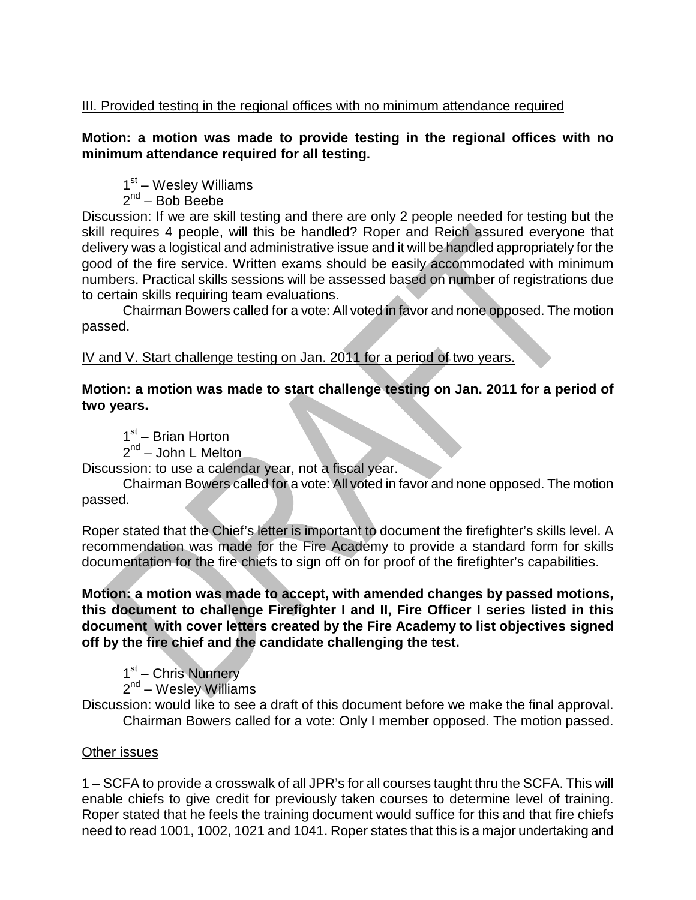III. Provided testing in the regional offices with no minimum attendance required

**Motion: a motion was made to provide testing in the regional offices with no minimum attendance required for all testing.**

1st – Wesley Williams
2nd – Bob Beebe

Discussion: If we are skill testing and there are only 2 people needed for testing but the skill requires 4 people, will this be handled? Roper and Reich assured everyone that delivery was a logistical and administrative issue and it will be handled appropriately for the good of the fire service. Written exams should be easily accommodated with minimum numbers. Practical skills sessions will be assessed based on number of registrations due to certain skills requiring team evaluations.

Chairman Bowers called for a vote: All voted in favor and none opposed. The motion passed.

IV and V. Start challenge testing on Jan. 2011 for a period of two years.

**Motion: a motion was made to start challenge testing on Jan. 2011 for a period of two years.**

1st – Brian Horton
2nd – John L Melton

Discussion: to use a calendar year, not a fiscal year.

Chairman Bowers called for a vote: All voted in favor and none opposed. The motion passed.

Roper stated that the Chief's letter is important to document the firefighter's skills level. A recommendation was made for the Fire Academy to provide a standard form for skills documentation for the fire chiefs to sign off on for proof of the firefighter's capabilities.

**Motion: a motion was made to accept, with amended changes by passed motions, this document to challenge Firefighter I and II, Fire Officer I series listed in this document with cover letters created by the Fire Academy to list objectives signed off by the fire chief and the candidate challenging the test.**

1st – Chris Nunnery
2nd – Wesley Williams

Discussion: would like to see a draft of this document before we make the final approval.

Chairman Bowers called for a vote: Only I member opposed. The motion passed.

Other issues

1 – SCFA to provide a crosswalk of all JPR's for all courses taught thru the SCFA. This will enable chiefs to give credit for previously taken courses to determine level of training. Roper stated that he feels the training document would suffice for this and that fire chiefs need to read 1001, 1002, 1021 and 1041. Roper states that this is a major undertaking and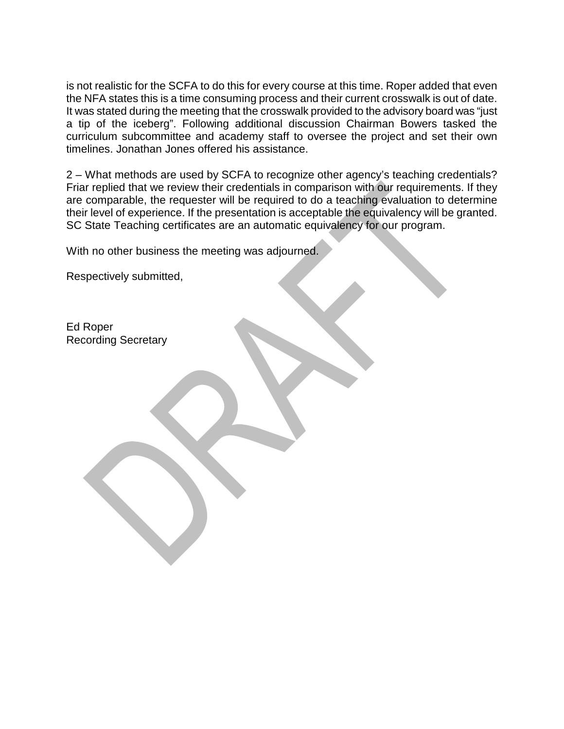is not realistic for the SCFA to do this for every course at this time. Roper added that even the NFA states this is a time consuming process and their current crosswalk is out of date. It was stated during the meeting that the crosswalk provided to the advisory board was "just a tip of the iceberg". Following additional discussion Chairman Bowers tasked the curriculum subcommittee and academy staff to oversee the project and set their own timelines. Jonathan Jones offered his assistance.

2 – What methods are used by SCFA to recognize other agency's teaching credentials? Friar replied that we review their credentials in comparison with our requirements. If they are comparable, the requester will be required to do a teaching evaluation to determine their level of experience. If the presentation is acceptable the equivalency will be granted. SC State Teaching certificates are an automatic equivalency for our program.

With no other business the meeting was adjourned.

Respectively submitted,

Ed Roper
Recording Secretary

DRAFT